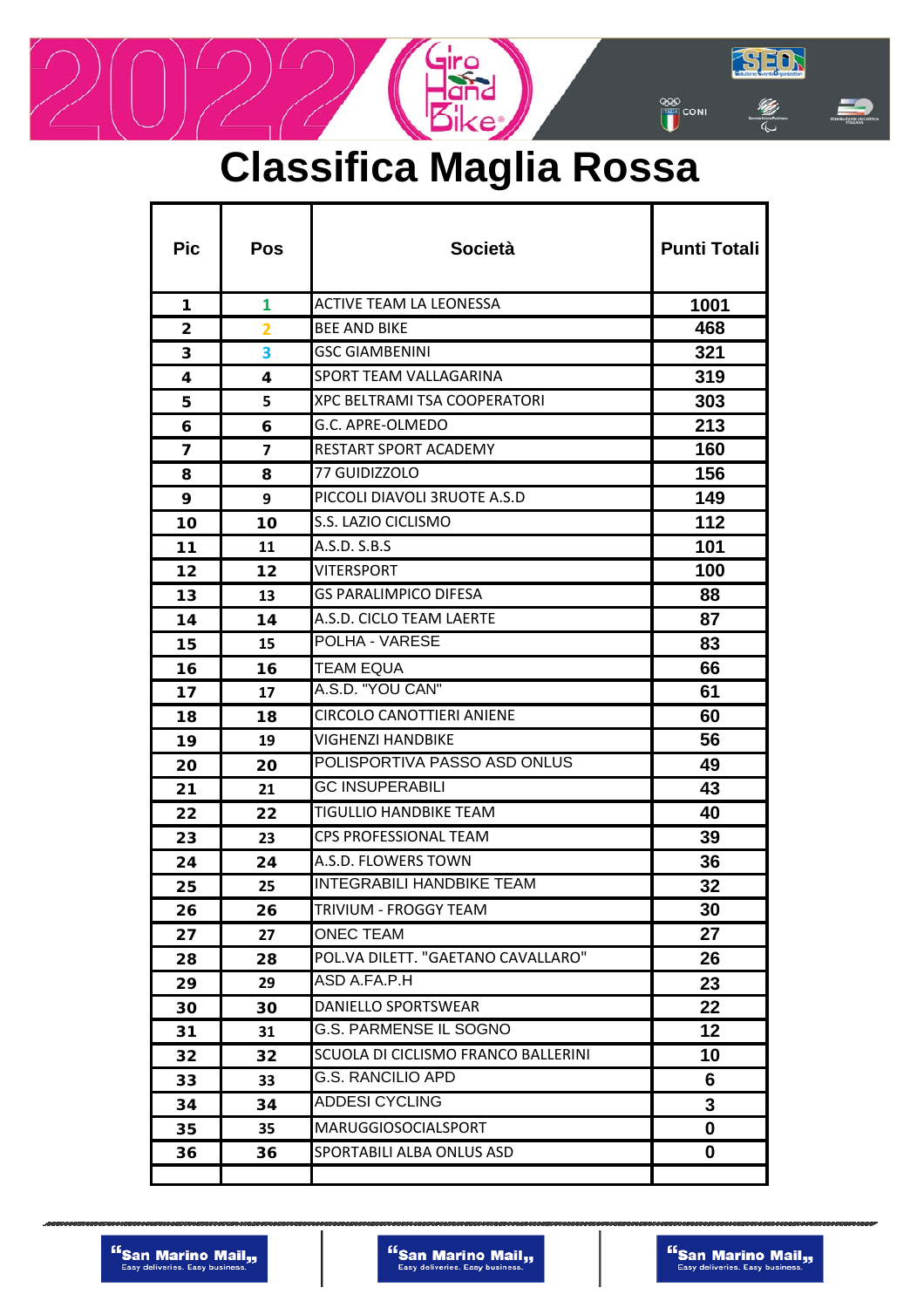# Classifica Maglia Rossa

| Pic | Pos | Società | Punti Totali |
|---|---|---|---|
| 1 | 1 | ACTIVE TEAM LA LEONESSA | 1001 |
| 2 | 2 | BEE AND BIKE | 468 |
| 3 | 3 | GSC GIAMBENINI | 321 |
| 4 | 4 | SPORT TEAM VALLAGARINA | 319 |
| 5 | 5 | XPC BELTRAMI TSA COOPERATORI | 303 |
| 6 | 6 | G.C. APRE-OLMEDO | 213 |
| 7 | 7 | RESTART SPORT ACADEMY | 160 |
| 8 | 8 | 77 GUIDIZZOLO | 156 |
| 9 | 9 | PICCOLI DIAVOLI 3RUOTE A.S.D | 149 |
| 10 | 10 | S.S. LAZIO CICLISMO | 112 |
| 11 | 11 | A.S.D. S.B.S | 101 |
| 12 | 12 | VITERSPORT | 100 |
| 13 | 13 | GS PARALIMPICO DIFESA | 88 |
| 14 | 14 | A.S.D. CICLO TEAM LAERTE | 87 |
| 15 | 15 | POLHA - VARESE | 83 |
| 16 | 16 | TEAM EQUA | 66 |
| 17 | 17 | A.S.D. "YOU CAN" | 61 |
| 18 | 18 | CIRCOLO CANOTTIERI ANIENE | 60 |
| 19 | 19 | VIGHENZI HANDBIKE | 56 |
| 20 | 20 | POLISPORTIVA PASSO ASD ONLUS | 49 |
| 21 | 21 | GC INSUPERABILI | 43 |
| 22 | 22 | TIGULLIO HANDBIKE TEAM | 40 |
| 23 | 23 | CPS PROFESSIONAL TEAM | 39 |
| 24 | 24 | A.S.D. FLOWERS TOWN | 36 |
| 25 | 25 | INTEGRABILI HANDBIKE TEAM | 32 |
| 26 | 26 | TRIVIUM - FROGGY TEAM | 30 |
| 27 | 27 | ONEC TEAM | 27 |
| 28 | 28 | POL.VA DILETT. "GAETANO CAVALLARO" | 26 |
| 29 | 29 | ASD A.FA.P.H | 23 |
| 30 | 30 | DANIELLO SPORTSWEAR | 22 |
| 31 | 31 | G.S. PARMENSE IL SOGNO | 12 |
| 32 | 32 | SCUOLA DI CICLISMO FRANCO BALLERINI | 10 |
| 33 | 33 | G.S. RANCILIO APD | 6 |
| 34 | 34 | ADDESI CYCLING | 3 |
| 35 | 35 | MARUGGIOSOCIALSPORT | 0 |
| 36 | 36 | SPORTABILI ALBA ONLUS ASD | 0 |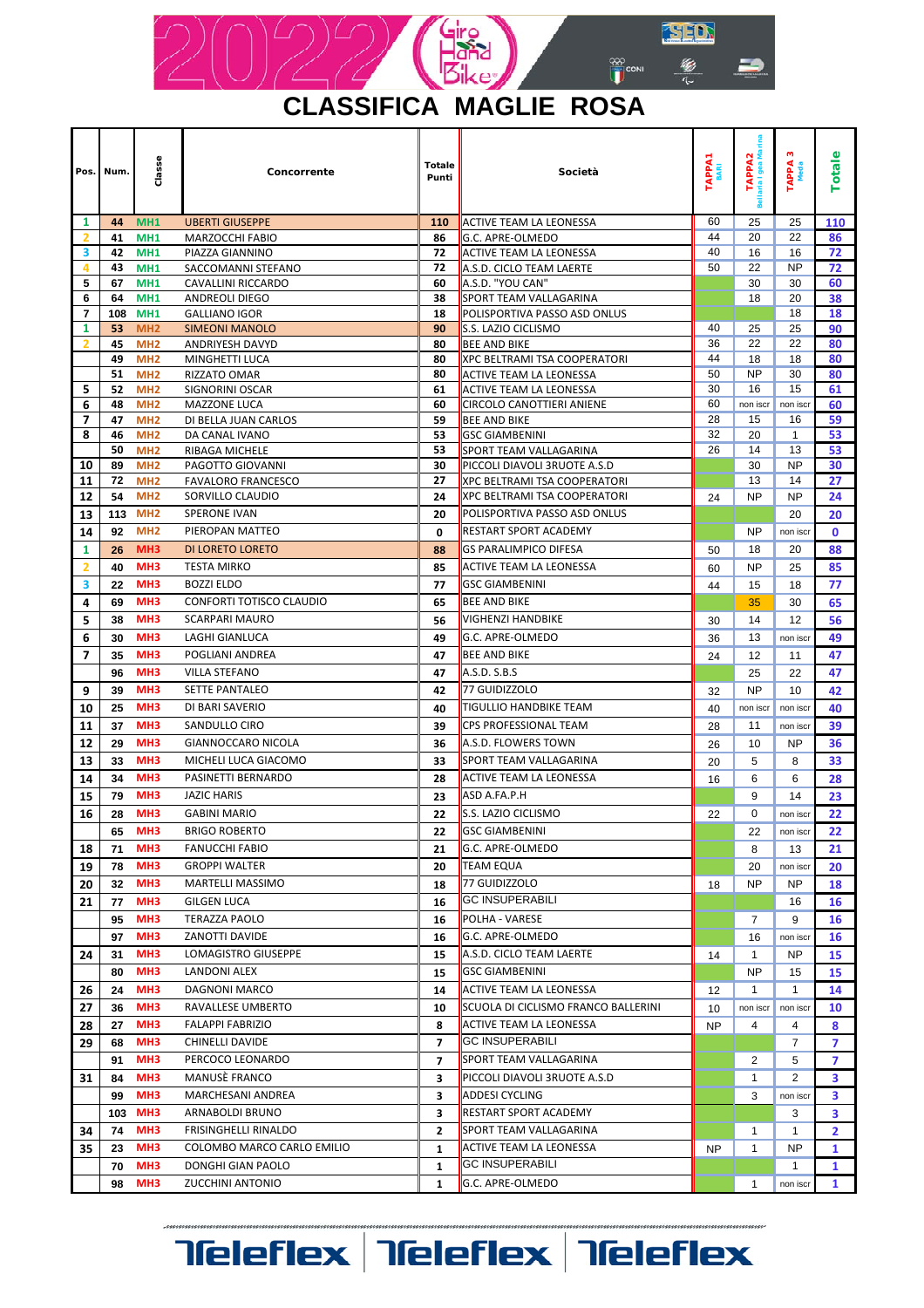# CLASSIFICA MAGLIE ROSA

| Pos. | Num. | Classe | Concorrente | Totale Punti | Società | TAPPA1 BARI | TAPPA2 Bellaria Igea Marina | TAPPA 3 Meda | Totale |
|---|---|---|---|---|---|---|---|---|---|
| 1 | 44 | MH1 | UBERTI GIUSEPPE | 110 | ACTIVE TEAM LA LEONESSA | 60 | 25 | 25 | 110 |
| 2 | 41 | MH1 | MARZOCCHI FABIO | 86 | G.C. APRE-OLMEDO | 44 | 20 | 22 | 86 |
| 3 | 42 | MH1 | PIAZZA GIANNINO | 72 | ACTIVE TEAM LA LEONESSA | 40 | 16 | 16 | 72 |
| 4 | 43 | MH1 | SACCOMANNI STEFANO | 72 | A.S.D. CICLO TEAM LAERTE | 50 | 22 | NP | 72 |
| 5 | 67 | MH1 | CAVALLINI RICCARDO | 60 | A.S.D. "YOU CAN" | | 30 | 30 | 60 |
| 6 | 64 | MH1 | ANDREOLI DIEGO | 38 | SPORT TEAM VALLAGARINA | | 18 | 20 | 38 |
| 7 | 108 | MH1 | GALLIANO IGOR | 18 | POLISPORTIVA PASSO ASD ONLUS | | | 18 | 18 |
| 1 | 53 | MH2 | SIMEONI MANOLO | 90 | S.S. LAZIO CICLISMO | 40 | 25 | 25 | 90 |
| 2 | 45 | MH2 | ANDRIYESH DAVYD | 80 | BEE AND BIKE | 36 | 22 | 22 | 80 |
| | 49 | MH2 | MINGHETTI LUCA | 80 | XPC BELTRAMI TSA COOPERATORI | 44 | 18 | 18 | 80 |
| | 51 | MH2 | RIZZATO OMAR | 80 | ACTIVE TEAM LA LEONESSA | 50 | NP | 30 | 80 |
| 5 | 52 | MH2 | SIGNORINI OSCAR | 61 | ACTIVE TEAM LA LEONESSA | 30 | 16 | 15 | 61 |
| 6 | 48 | MH2 | MAZZONE LUCA | 60 | CIRCOLO CANOTTIERI ANIENE | 60 | non iscr | non iscr | 60 |
| 7 | 47 | MH2 | DI BELLA JUAN CARLOS | 59 | BEE AND BIKE | 28 | 15 | 16 | 59 |
| 8 | 46 | MH2 | DA CANAL IVANO | 53 | GSC GIAMBENINI | 32 | 20 | 1 | 53 |
| | 50 | MH2 | RIBAGA MICHELE | 53 | SPORT TEAM VALLAGARINA | 26 | 14 | 13 | 53 |
| 10 | 89 | MH2 | PAGOTTO GIOVANNI | 30 | PICCOLI DIAVOLI 3RUOTE A.S.D | | 30 | NP | 30 |
| 11 | 72 | MH2 | FAVALORO FRANCESCO | 27 | XPC BELTRAMI TSA COOPERATORI | | 13 | 14 | 27 |
| 12 | 54 | MH2 | SORVILLO CLAUDIO | 24 | XPC BELTRAMI TSA COOPERATORI | 24 | NP | NP | 24 |
| 13 | 113 | MH2 | SPERONE IVAN | 20 | POLISPORTIVA PASSO ASD ONLUS | | | 20 | 20 |
| 14 | 92 | MH2 | PIEROPAN MATTEO | 0 | RESTART SPORT ACADEMY | | NP | non iscr | 0 |
| 1 | 26 | MH3 | DI LORETO LORETO | 88 | GS PARALIMPICO DIFESA | 50 | 18 | 20 | 88 |
| 2 | 40 | MH3 | TESTA MIRKO | 85 | ACTIVE TEAM LA LEONESSA | 60 | NP | 25 | 85 |
| 3 | 22 | MH3 | BOZZI ELDO | 77 | GSC GIAMBENINI | 44 | 15 | 18 | 77 |
| 4 | 69 | MH3 | CONFORTI TOTISCO CLAUDIO | 65 | BEE AND BIKE | | 35 | 30 | 65 |
| 5 | 38 | MH3 | SCARPARI MAURO | 56 | VIGHENZI HANDBIKE | 30 | 14 | 12 | 56 |
| 6 | 30 | MH3 | LAGHI GIANLUCA | 49 | G.C. APRE-OLMEDO | 36 | 13 | non iscr | 49 |
| 7 | 35 | MH3 | POGLIANI ANDREA | 47 | BEE AND BIKE | 24 | 12 | 11 | 47 |
| | 96 | MH3 | VILLA STEFANO | 47 | A.S.D. S.B.S | | 25 | 22 | 47 |
| 9 | 39 | MH3 | SETTE PANTALEO | 42 | 77 GUIDIZZOLO | 32 | NP | 10 | 42 |
| 10 | 25 | MH3 | DI BARI SAVERIO | 40 | TIGULLIO HANDBIKE TEAM | 40 | non iscr | non iscr | 40 |
| 11 | 37 | MH3 | SANDULLO CIRO | 39 | CPS PROFESSIONAL TEAM | 28 | 11 | non iscr | 39 |
| 12 | 29 | MH3 | GIANNOCCARO NICOLA | 36 | A.S.D. FLOWERS TOWN | 26 | 10 | NP | 36 |
| 13 | 33 | MH3 | MICHELI LUCA GIACOMO | 33 | SPORT TEAM VALLAGARINA | 20 | 5 | 8 | 33 |
| 14 | 34 | MH3 | PASINETTI BERNARDO | 28 | ACTIVE TEAM LA LEONESSA | 16 | 6 | 6 | 28 |
| 15 | 79 | MH3 | JAZIC HARIS | 23 | ASD A.FA.P.H | | 9 | 14 | 23 |
| 16 | 28 | MH3 | GABINI MARIO | 22 | S.S. LAZIO CICLISMO | 22 | 0 | non iscr | 22 |
| | 65 | MH3 | BRIGO ROBERTO | 22 | GSC GIAMBENINI | | 22 | non iscr | 22 |
| 18 | 71 | MH3 | FANUCCHI FABIO | 21 | G.C. APRE-OLMEDO | | 8 | 13 | 21 |
| 19 | 78 | MH3 | GROPPI WALTER | 20 | TEAM EQUA | | 20 | non iscr | 20 |
| 20 | 32 | MH3 | MARTELLI MASSIMO | 18 | 77 GUIDIZZOLO | 18 | NP | NP | 18 |
| 21 | 77 | MH3 | GILGEN LUCA | 16 | GC INSUPERABILI | | | 16 | 16 |
| | 95 | MH3 | TERAZZA PAOLO | 16 | POLHA - VARESE | | 7 | 9 | 16 |
| | 97 | MH3 | ZANOTTI DAVIDE | 16 | G.C. APRE-OLMEDO | | 16 | non iscr | 16 |
| 24 | 31 | MH3 | LOMAGISTRO GIUSEPPE | 15 | A.S.D. CICLO TEAM LAERTE | 14 | 1 | NP | 15 |
| | 80 | MH3 | LANDONI ALEX | 15 | GSC GIAMBENINI | | NP | 15 | 15 |
| 26 | 24 | MH3 | DAGNONI MARCO | 14 | ACTIVE TEAM LA LEONESSA | 12 | 1 | 1 | 14 |
| 27 | 36 | MH3 | RAVALLESE UMBERTO | 10 | SCUOLA DI CICLISMO FRANCO BALLERINI | 10 | non iscr | non iscr | 10 |
| 28 | 27 | MH3 | FALAPPI FABRIZIO | 8 | ACTIVE TEAM LA LEONESSA | NP | 4 | 4 | 8 |
| 29 | 68 | MH3 | CHINELLI DAVIDE | 7 | GC INSUPERABILI | | | 7 | 7 |
| | 91 | MH3 | PERCOCO LEONARDO | 7 | SPORT TEAM VALLAGARINA | | 2 | 5 | 7 |
| 31 | 84 | MH3 | MANUSÈ FRANCO | 3 | PICCOLI DIAVOLI 3RUOTE A.S.D | | 1 | 2 | 3 |
| | 99 | MH3 | MARCHESANI ANDREA | 3 | ADDESI CYCLING | | 3 | non iscr | 3 |
| | 103 | MH3 | ARNABOLDI BRUNO | 3 | RESTART SPORT ACADEMY | | | 3 | 3 |
| 34 | 74 | MH3 | FRISINGHELLI RINALDO | 2 | SPORT TEAM VALLAGARINA | | 1 | 1 | 2 |
| 35 | 23 | MH3 | COLOMBO MARCO CARLO EMILIO | 1 | ACTIVE TEAM LA LEONESSA | NP | 1 | NP | 1 |
| | 70 | MH3 | DONGHI GIAN PAOLO | 1 | GC INSUPERABILI | | | 1 | 1 |
| | 98 | MH3 | ZUCCHINI ANTONIO | 1 | G.C. APRE-OLMEDO | | 1 | non iscr | 1 |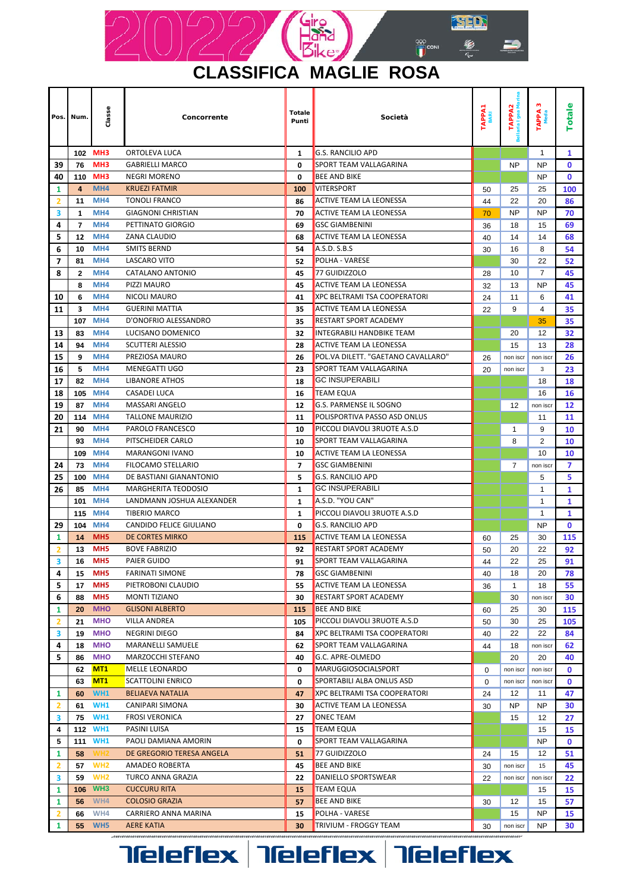# CLASSIFICA MAGLIE ROSA

| Pos. | Num. | Classe | Concorrente | Totale Punti | Società | TAPPA1 BARI | TAPPA2 Bellaria Igea Marina | TAPPA 3 Meda | Totale |
|---|---|---|---|---|---|---|---|---|---|
| | 102 | MH3 | ORTOLEVA LUCA | 1 | G.S. RANCILIO APD | | | 1 | 1 |
| 39 | 76 | MH3 | GABRIELLI MARCO | 0 | SPORT TEAM VALLAGARINA | | NP | NP | 0 |
| 40 | 110 | MH3 | NEGRI MORENO | 0 | BEE AND BIKE | | | NP | 0 |
| 1 | 4 | MH4 | KRUEZI FATMIR | 100 | VITERSPORT | 50 | 25 | 25 | 100 |
| 2 | 11 | MH4 | TONOLI FRANCO | 86 | ACTIVE TEAM LA LEONESSA | 44 | 22 | 20 | 86 |
| 3 | 1 | MH4 | GIAGNONI CHRISTIAN | 70 | ACTIVE TEAM LA LEONESSA | 70 | NP | NP | 70 |
| 4 | 7 | MH4 | PETTINATO GIORGIO | 69 | GSC GIAMBENINI | 36 | 18 | 15 | 69 |
| 5 | 12 | MH4 | ZANA CLAUDIO | 68 | ACTIVE TEAM LA LEONESSA | 40 | 14 | 14 | 68 |
| 6 | 10 | MH4 | SMITS BERND | 54 | A.S.D. S.B.S | 30 | 16 | 8 | 54 |
| 7 | 81 | MH4 | LASCARO VITO | 52 | POLHA - VARESE | | 30 | 22 | 52 |
| 8 | 2 | MH4 | CATALANO ANTONIO | 45 | 77 GUIDIZZOLO | 28 | 10 | 7 | 45 |
| | 8 | MH4 | PIZZI MAURO | 45 | ACTIVE TEAM LA LEONESSA | 32 | 13 | NP | 45 |
| 10 | 6 | MH4 | NICOLI MAURO | 41 | XPC BELTRAMI TSA COOPERATORI | 24 | 11 | 6 | 41 |
| 11 | 3 | MH4 | GUERINI MATTIA | 35 | ACTIVE TEAM LA LEONESSA | 22 | 9 | 4 | 35 |
| | 107 | MH4 | D'ONOFRIO ALESSANDRO | 35 | RESTART SPORT ACADEMY | | | 35 | 35 |
| 13 | 83 | MH4 | LUCISANO DOMENICO | 32 | INTEGRABILI HANDBIKE TEAM | | 20 | 12 | 32 |
| 14 | 94 | MH4 | SCUTTERI ALESSIO | 28 | ACTIVE TEAM LA LEONESSA | | 15 | 13 | 28 |
| 15 | 9 | MH4 | PREZIOSA MAURO | 26 | POL.VA DILETT. "GAETANO CAVALLARO" | 26 | non iscr | non iscr | 26 |
| 16 | 5 | MH4 | MENEGATTI UGO | 23 | SPORT TEAM VALLAGARINA | 20 | non iscr | 3 | 23 |
| 17 | 82 | MH4 | LIBANORE ATHOS | 18 | GC INSUPERABILI | | | 18 | 18 |
| 18 | 105 | MH4 | CASADEI LUCA | 16 | TEAM EQUA | | | 16 | 16 |
| 19 | 87 | MH4 | MASSARI ANGELO | 12 | G.S. PARMENSE IL SOGNO | | 12 | non iscr | 12 |
| 20 | 114 | MH4 | TALLONE MAURIZIO | 11 | POLISPORTIVA PASSO ASD ONLUS | | | 11 | 11 |
| 21 | 90 | MH4 | PAROLO FRANCESCO | 10 | PICCOLI DIAVOLI 3RUOTE A.S.D | | 1 | 9 | 10 |
| | 93 | MH4 | PITSCHEIDER CARLO | 10 | SPORT TEAM VALLAGARINA | | 8 | 2 | 10 |
| | 109 | MH4 | MARANGONI IVANO | 10 | ACTIVE TEAM LA LEONESSA | | | 10 | 10 |
| 24 | 73 | MH4 | FILOCAMO STELLARIO | 7 | GSC GIAMBENINI | | 7 | non iscr | 7 |
| 25 | 100 | MH4 | DE BASTIANI GIANANTONIO | 5 | G.S. RANCILIO APD | | | 5 | 5 |
| 26 | 85 | MH4 | MARGHERITA TEODOSIO | 1 | GC INSUPERABILI | | | 1 | 1 |
| | 101 | MH4 | LANDMANN JOSHUA ALEXANDER | 1 | A.S.D. "YOU CAN" | | | 1 | 1 |
| | 115 | MH4 | TIBERIO MARCO | 1 | PICCOLI DIAVOLI 3RUOTE A.S.D | | | 1 | 1 |
| 29 | 104 | MH4 | CANDIDO FELICE GIULIANO | 0 | G.S. RANCILIO APD | | | NP | 0 |
| 1 | 14 | MH5 | DE CORTES MIRKO | 115 | ACTIVE TEAM LA LEONESSA | 60 | 25 | 30 | 115 |
| 2 | 13 | MH5 | BOVE FABRIZIO | 92 | RESTART SPORT ACADEMY | 50 | 20 | 22 | 92 |
| 3 | 16 | MH5 | PAIER GUIDO | 91 | SPORT TEAM VALLAGARINA | 44 | 22 | 25 | 91 |
| 4 | 15 | MH5 | FARINATI SIMONE | 78 | GSC GIAMBENINI | 40 | 18 | 20 | 78 |
| 5 | 17 | MH5 | PIETROBONI CLAUDIO | 55 | ACTIVE TEAM LA LEONESSA | 36 | 1 | 18 | 55 |
| 6 | 88 | MH5 | MONTI TIZIANO | 30 | RESTART SPORT ACADEMY | | 30 | non iscr | 30 |
| 1 | 20 | MHO | GLISONI ALBERTO | 115 | BEE AND BIKE | 60 | 25 | 30 | 115 |
| 2 | 21 | MHO | VILLA ANDREA | 105 | PICCOLI DIAVOLI 3RUOTE A.S.D | 50 | 30 | 25 | 105 |
| 3 | 19 | MHO | NEGRINI DIEGO | 84 | XPC BELTRAMI TSA COOPERATORI | 40 | 22 | 22 | 84 |
| 4 | 18 | MHO | MARANELLI SAMUELE | 62 | SPORT TEAM VALLAGARINA | 44 | 18 | non iscr | 62 |
| 5 | 86 | MHO | MARZOCCHI STEFANO | 40 | G.C. APRE-OLMEDO | | 20 | 20 | 40 |
| | 62 | MT1 | MELLE LEONARDO | 0 | MARUGGIOSOCIALSPORT | 0 | non iscr | non iscr | 0 |
| | 63 | MT1 | SCATTOLINI ENRICO | 0 | SPORTABILI ALBA ONLUS ASD | 0 | non iscr | non iscr | 0 |
| 1 | 60 | WH1 | BELIAEVA NATALIA | 47 | XPC BELTRAMI TSA COOPERATORI | 24 | 12 | 11 | 47 |
| 2 | 61 | WH1 | CANIPARI SIMONA | 30 | ACTIVE TEAM LA LEONESSA | 30 | NP | NP | 30 |
| 3 | 75 | WH1 | FROSI VERONICA | 27 | ONEC TEAM | | 15 | 12 | 27 |
| 4 | 112 | WH1 | PASINI LUISA | 15 | TEAM EQUA | | | 15 | 15 |
| 5 | 111 | WH1 | PAOLI DAMIANA AMORIN | 0 | SPORT TEAM VALLAGARINA | | | NP | 0 |
| 1 | 58 | WH2 | DE GREGORIO TERESA ANGELA | 51 | 77 GUIDIZZOLO | 24 | 15 | 12 | 51 |
| 2 | 57 | WH2 | AMADEO ROBERTA | 45 | BEE AND BIKE | 30 | non iscr | 15 | 45 |
| 3 | 59 | WH2 | TURCO ANNA GRAZIA | 22 | DANIELLO SPORTSWEAR | 22 | non iscr | non iscr | 22 |
| 1 | 106 | WH3 | CUCCURU RITA | 15 | TEAM EQUA | | | 15 | 15 |
| 1 | 56 | WH4 | COLOSIO GRAZIA | 57 | BEE AND BIKE | 30 | 12 | 15 | 57 |
| 2 | 66 | WH4 | CARRIERO ANNA MARINA | 15 | POLHA - VARESE | | 15 | NP | 15 |
| 1 | 55 | WH5 | AERE KATIA | 30 | TRIVIUM - FROGGY TEAM | 30 | non iscr | NP | 30 |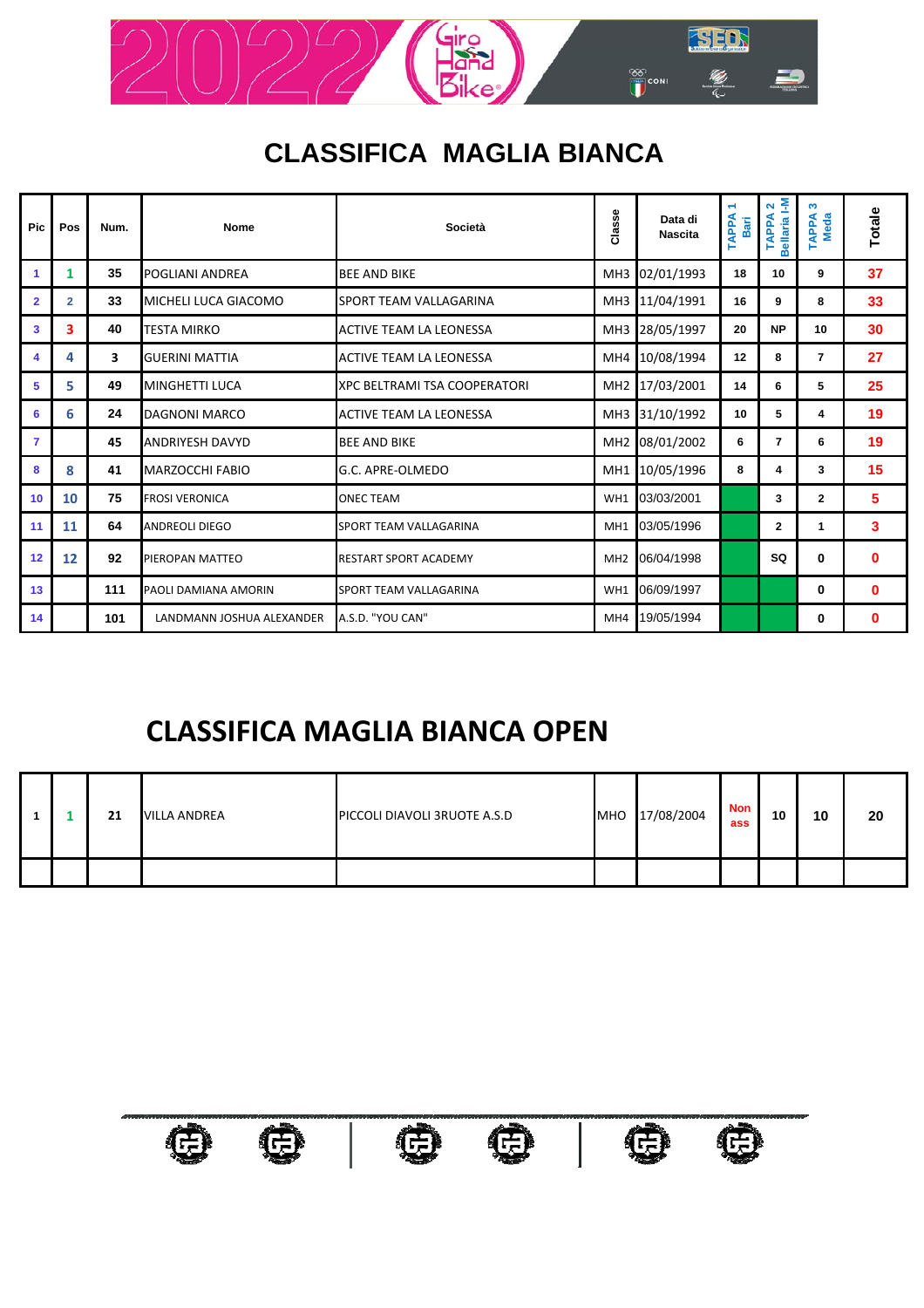# CLASSIFICA MAGLIA BIANCA

| Pic | Pos | Num. | Nome | Società | Classe | Data di Nascita | TAPPA 1 Bari | TAPPA 2 Bellaria I-M | TAPPA 3 Meda | Totale |
|---|---|---|---|---|---|---|---|---|---|---|
| 1 | 1 | 35 | POGLIANI ANDREA | BEE AND BIKE | MH3 | 02/01/1993 | 18 | 10 | 9 | 37 |
| 2 | 2 | 33 | MICHELI LUCA GIACOMO | SPORT TEAM VALLAGARINA | MH3 | 11/04/1991 | 16 | 9 | 8 | 33 |
| 3 | 3 | 40 | TESTA MIRKO | ACTIVE TEAM LA LEONESSA | MH3 | 28/05/1997 | 20 | NP | 10 | 30 |
| 4 | 4 | 3 | GUERINI MATTIA | ACTIVE TEAM LA LEONESSA | MH4 | 10/08/1994 | 12 | 8 | 7 | 27 |
| 5 | 5 | 49 | MINGHETTI LUCA | XPC BELTRAMI TSA COOPERATORI | MH2 | 17/03/2001 | 14 | 6 | 5 | 25 |
| 6 | 6 | 24 | DAGNONI MARCO | ACTIVE TEAM LA LEONESSA | MH3 | 31/10/1992 | 10 | 5 | 4 | 19 |
| 7 | | 45 | ANDRIYESH DAVYD | BEE AND BIKE | MH2 | 08/01/2002 | 6 | 7 | 6 | 19 |
| 8 | 8 | 41 | MARZOCCHI FABIO | G.C. APRE-OLMEDO | MH1 | 10/05/1996 | 8 | 4 | 3 | 15 |
| 10 | 10 | 75 | FROSI VERONICA | ONEC TEAM | WH1 | 03/03/2001 | | 3 | 2 | 5 |
| 11 | 11 | 64 | ANDREOLI DIEGO | SPORT TEAM VALLAGARINA | MH1 | 03/05/1996 | | 2 | 1 | 3 |
| 12 | 12 | 92 | PIEROPAN MATTEO | RESTART SPORT ACADEMY | MH2 | 06/04/1998 | | SQ | 0 | 0 |
| 13 | | 111 | PAOLI DAMIANA AMORIN | SPORT TEAM VALLAGARINA | WH1 | 06/09/1997 | | | 0 | 0 |
| 14 | | 101 | LANDMANN JOSHUA ALEXANDER | A.S.D. "YOU CAN" | MH4 | 19/05/1994 | | | 0 | 0 |

# CLASSIFICA MAGLIA BIANCA OPEN

| | | | | | | | | | | |
|---|---|---|---|---|---|---|---|---|---|---|
| 1 | 1 | 21 | VILLA ANDREA | PICCOLI DIAVOLI 3RUOTE A.S.D | MHO | 17/08/2004 | Non ass | 10 | 10 | 20 |
| | | | | | | | | | | |